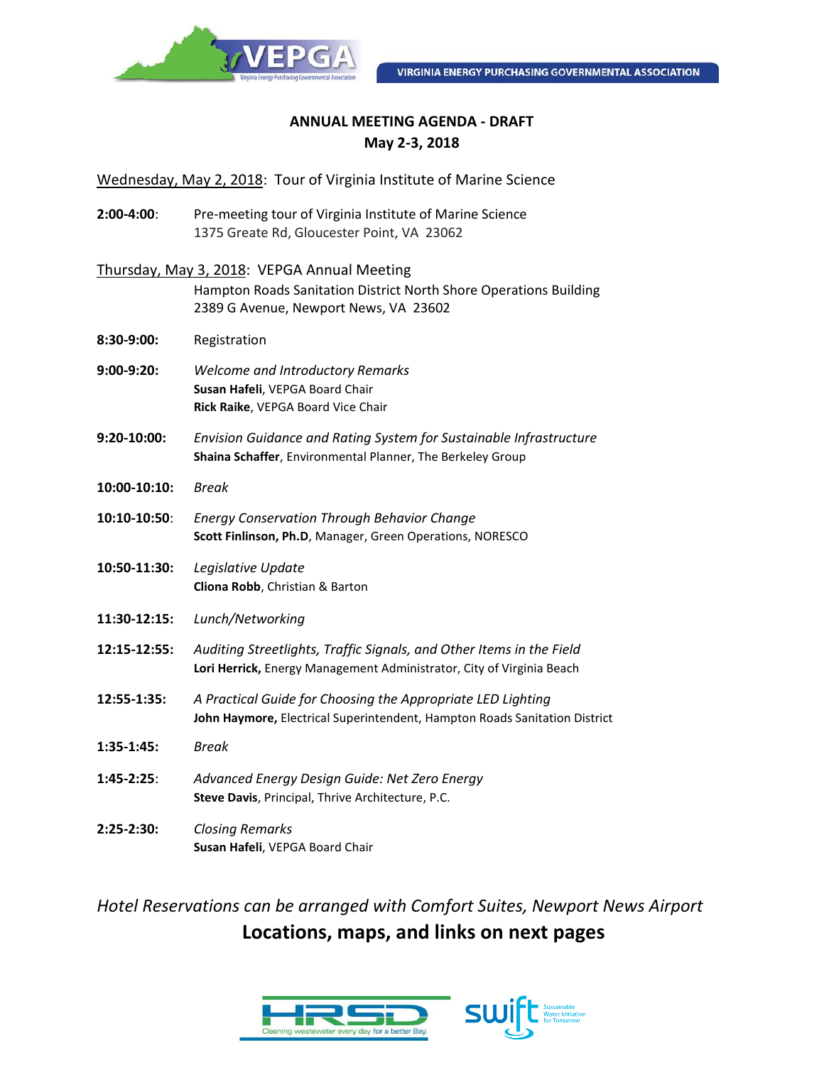VEPGA Virginia Energy Purchasing Governmental Association

**VIRGINIA ENERGY PURCHASING GOVERNMENTAL ASSOCIATION**

# ANNUAL MEETING AGENDA - DRAFT
## May 2-3, 2018

Wednesday, May 2, 2018: Tour of Virginia Institute of Marine Science

**2:00-4:00**: Pre-meeting tour of Virginia Institute of Marine Science
1375 Greate Rd, Gloucester Point, VA 23062

Thursday, May 3, 2018: VEPGA Annual Meeting
Hampton Roads Sanitation District North Shore Operations Building
2389 G Avenue, Newport News, VA 23602

**8:30-9:00:** Registration

**9:00-9:20:** *Welcome and Introductory Remarks*
**Susan Hafeli**, VEPGA Board Chair
**Rick Raike**, VEPGA Board Vice Chair

**9:20-10:00:** *Envision Guidance and Rating System for Sustainable Infrastructure*
**Shaina Schaffer**, Environmental Planner, The Berkeley Group

**10:00-10:10:** *Break*

**10:10-10:50**: *Energy Conservation Through Behavior Change*
**Scott Finlinson, Ph.D**, Manager, Green Operations, NORESCO

**10:50-11:30:** *Legislative Update*
**Cliona Robb**, Christian & Barton

**11:30-12:15:** *Lunch/Networking*

**12:15-12:55:** *Auditing Streetlights, Traffic Signals, and Other Items in the Field*
**Lori Herrick,** Energy Management Administrator, City of Virginia Beach

**12:55-1:35:** *A Practical Guide for Choosing the Appropriate LED Lighting*
**John Haymore,** Electrical Superintendent, Hampton Roads Sanitation District

**1:35-1:45:** *Break*

**1:45-2:25**: *Advanced Energy Design Guide: Net Zero Energy*
**Steve Davis**, Principal, Thrive Architecture, P.C.

**2:25-2:30:** *Closing Remarks*
**Susan Hafeli**, VEPGA Board Chair

*Hotel Reservations can be arranged with Comfort Suites, Newport News Airport*

**Locations, maps, and links on next pages**

HRSD Cleaning wastewater every day for a better Bay.

SWIFT Sustainable Water Initiative for Tomorrow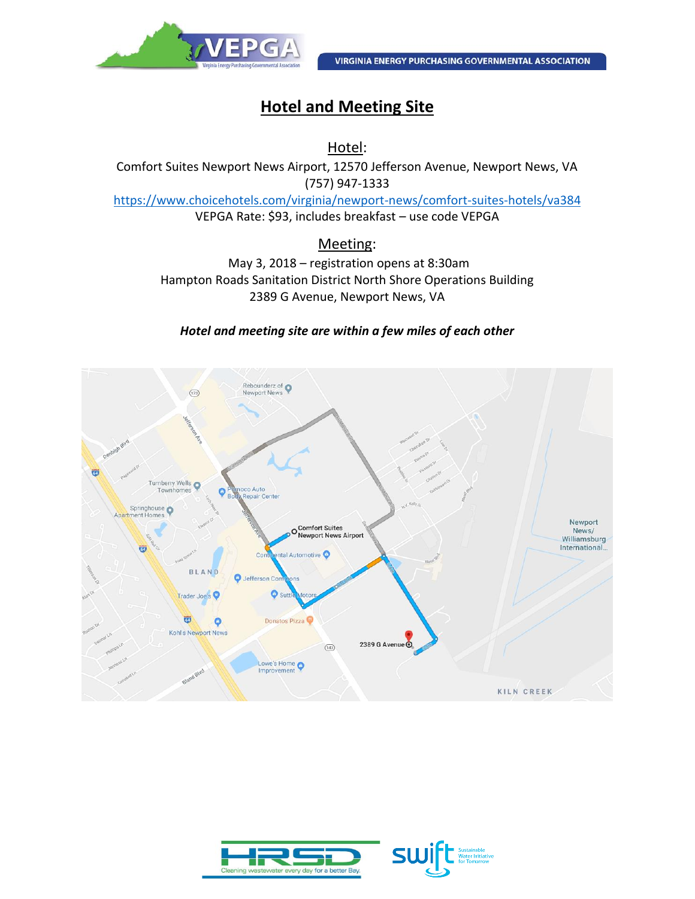# Hotel and Meeting Site

## Hotel:

Comfort Suites Newport News Airport, 12570 Jefferson Avenue, Newport News, VA
(757) 947-1333
https://www.choicehotels.com/virginia/newport-news/comfort-suites-hotels/va384
VEPGA Rate: $93, includes breakfast – use code VEPGA

## Meeting:

May 3, 2018 – registration opens at 8:30am
Hampton Roads Sanitation District North Shore Operations Building
2389 G Avenue, Newport News, VA

***Hotel and meeting site are within a few miles of each other***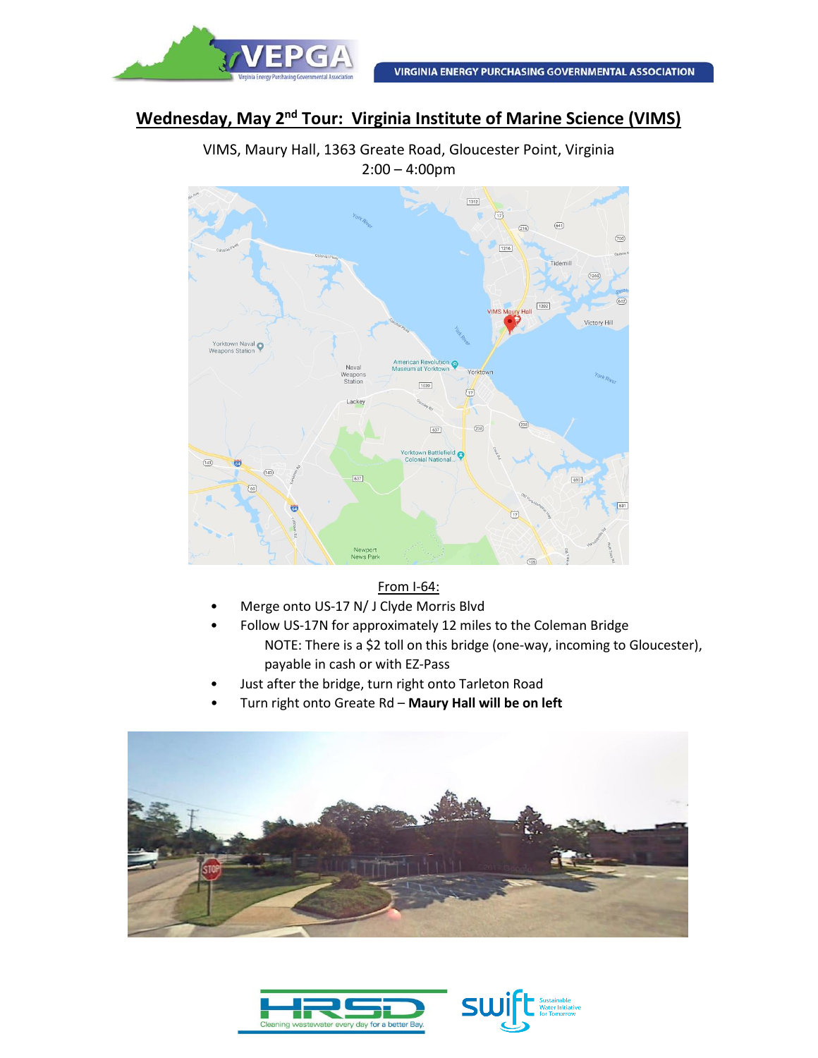## Wednesday, May 2nd Tour: Virginia Institute of Marine Science (VIMS)

VIMS, Maury Hall, 1363 Greate Road, Gloucester Point, Virginia
2:00 – 4:00pm

From I-64:

- Merge onto US-17 N/ J Clyde Morris Blvd
- Follow US-17N for approximately 12 miles to the Coleman Bridge
  NOTE: There is a $2 toll on this bridge (one-way, incoming to Gloucester), payable in cash or with EZ-Pass
- Just after the bridge, turn right onto Tarleton Road
- Turn right onto Greate Rd – **Maury Hall will be on left**